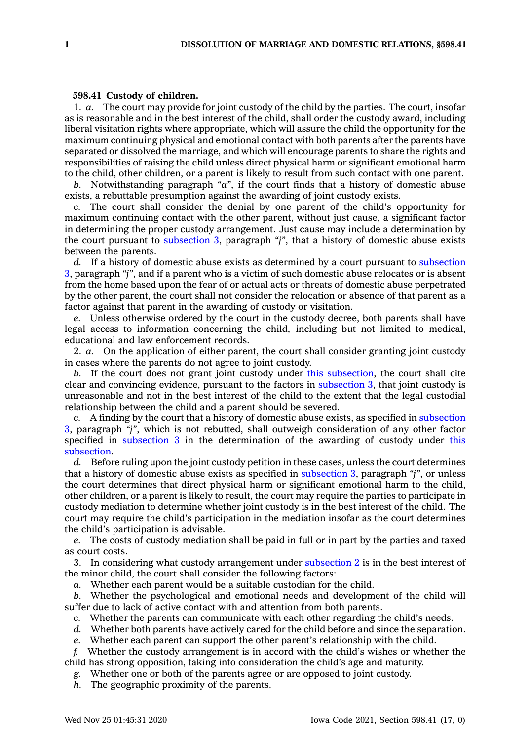**598.41 Custody of children.**

1. *a.* The court may provide for joint custody of the child by the parties. The court, insofar as is reasonable and in the best interest of the child, shall order the custody award, including liberal visitation rights where appropriate, which will assure the child the opportunity for the maximum continuing physical and emotional contact with both parents after the parents have separated or dissolved the marriage, and which will encourage parents to share the rights and responsibilities of raising the child unless direct physical harm or significant emotional harm to the child, other children, or a parent is likely to result from such contact with one parent.

*b.* Notwithstanding paragraph "*a*", if the court finds that a history of domestic abuse exists, a rebuttable presumption against the awarding of joint custody exists.

*c.* The court shall consider the denial by one parent of the child's opportunity for maximum continuing contact with the other parent, without just cause, a significant factor in determining the proper custody arrangement. Just cause may include a determination by the court pursuant to subsection 3, paragraph "*j*", that a history of domestic abuse exists between the parents.

*d.* If a history of domestic abuse exists as determined by a court pursuant to subsection 3, paragraph "*j*", and if a parent who is a victim of such domestic abuse relocates or is absent from the home based upon the fear of or actual acts or threats of domestic abuse perpetrated by the other parent, the court shall not consider the relocation or absence of that parent as a factor against that parent in the awarding of custody or visitation.

*e.* Unless otherwise ordered by the court in the custody decree, both parents shall have legal access to information concerning the child, including but not limited to medical, educational and law enforcement records.

2. *a.* On the application of either parent, the court shall consider granting joint custody in cases where the parents do not agree to joint custody.

*b.* If the court does not grant joint custody under this subsection, the court shall cite clear and convincing evidence, pursuant to the factors in subsection 3, that joint custody is unreasonable and not in the best interest of the child to the extent that the legal custodial relationship between the child and a parent should be severed.

*c.* A finding by the court that a history of domestic abuse exists, as specified in subsection 3, paragraph "*j*", which is not rebutted, shall outweigh consideration of any other factor specified in subsection 3 in the determination of the awarding of custody under this subsection.

*d.* Before ruling upon the joint custody petition in these cases, unless the court determines that a history of domestic abuse exists as specified in subsection 3, paragraph "*j*", or unless the court determines that direct physical harm or significant emotional harm to the child, other children, or a parent is likely to result, the court may require the parties to participate in custody mediation to determine whether joint custody is in the best interest of the child. The court may require the child's participation in the mediation insofar as the court determines the child's participation is advisable.

*e.* The costs of custody mediation shall be paid in full or in part by the parties and taxed as court costs.

3. In considering what custody arrangement under subsection 2 is in the best interest of the minor child, the court shall consider the following factors:

*a.* Whether each parent would be a suitable custodian for the child.

*b.* Whether the psychological and emotional needs and development of the child will suffer due to lack of active contact with and attention from both parents.

*c.* Whether the parents can communicate with each other regarding the child's needs.

*d.* Whether both parents have actively cared for the child before and since the separation.

*e.* Whether each parent can support the other parent's relationship with the child.

*f.* Whether the custody arrangement is in accord with the child's wishes or whether the child has strong opposition, taking into consideration the child's age and maturity.

*g.* Whether one or both of the parents agree or are opposed to joint custody.

*h.* The geographic proximity of the parents.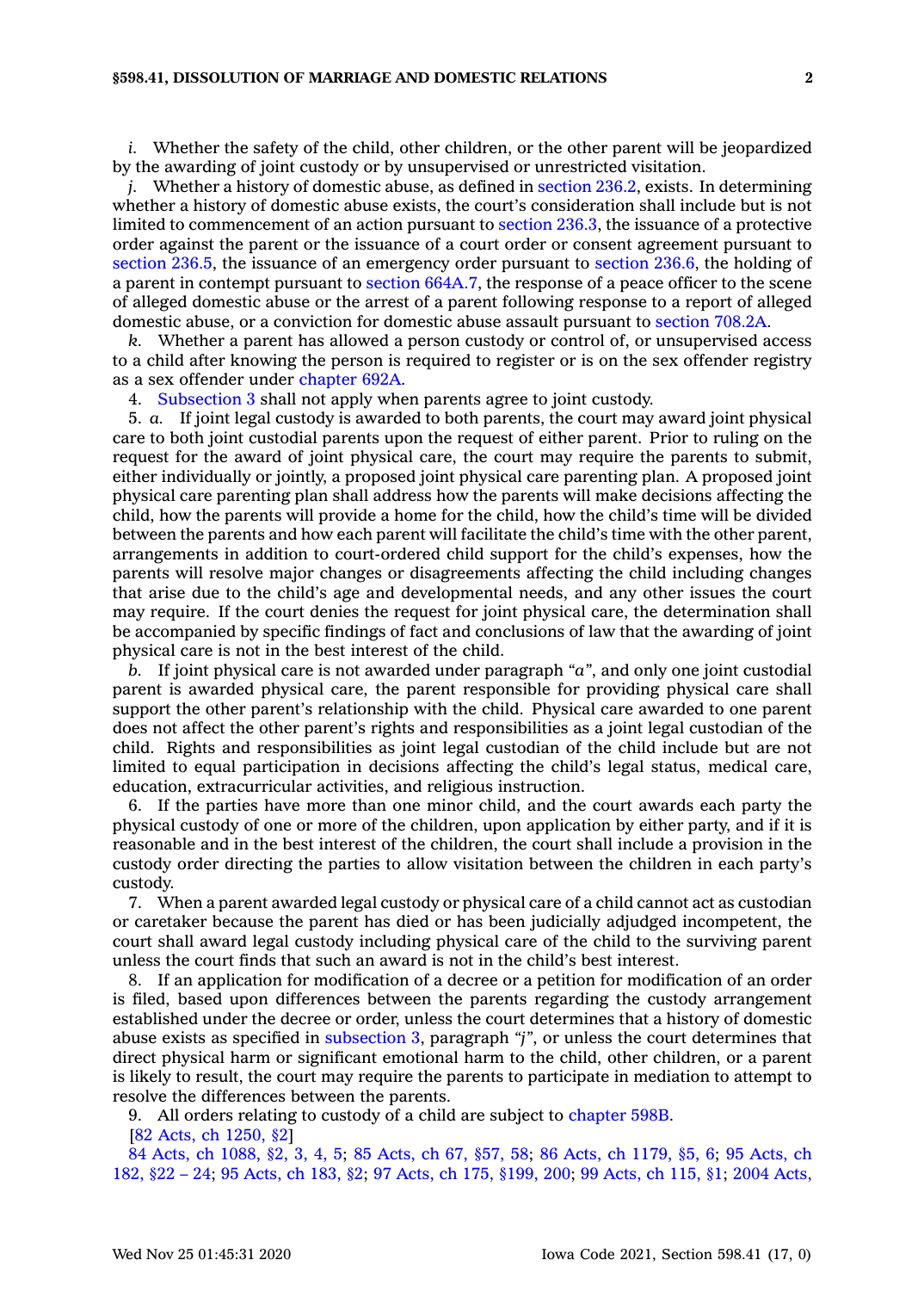*i.* Whether the safety of the child, other children, or the other parent will be jeopardized by the awarding of joint custody or by unsupervised or unrestricted visitation.

*j.* Whether a history of domestic abuse, as defined in section 236.2, exists. In determining whether a history of domestic abuse exists, the court's consideration shall include but is not limited to commencement of an action pursuant to section 236.3, the issuance of a protective order against the parent or the issuance of a court order or consent agreement pursuant to section 236.5, the issuance of an emergency order pursuant to section 236.6, the holding of a parent in contempt pursuant to section 664A.7, the response of a peace officer to the scene of alleged domestic abuse or the arrest of a parent following response to a report of alleged domestic abuse, or a conviction for domestic abuse assault pursuant to section 708.2A.

*k.* Whether a parent has allowed a person custody or control of, or unsupervised access to a child after knowing the person is required to register or is on the sex offender registry as a sex offender under chapter 692A.

4. Subsection 3 shall not apply when parents agree to joint custody.

5. *a.* If joint legal custody is awarded to both parents, the court may award joint physical care to both joint custodial parents upon the request of either parent. Prior to ruling on the request for the award of joint physical care, the court may require the parents to submit, either individually or jointly, a proposed joint physical care parenting plan. A proposed joint physical care parenting plan shall address how the parents will make decisions affecting the child, how the parents will provide a home for the child, how the child's time will be divided between the parents and how each parent will facilitate the child's time with the other parent, arrangements in addition to court-ordered child support for the child's expenses, how the parents will resolve major changes or disagreements affecting the child including changes that arise due to the child's age and developmental needs, and any other issues the court may require. If the court denies the request for joint physical care, the determination shall be accompanied by specific findings of fact and conclusions of law that the awarding of joint physical care is not in the best interest of the child.

*b.* If joint physical care is not awarded under paragraph *"a"*, and only one joint custodial parent is awarded physical care, the parent responsible for providing physical care shall support the other parent's relationship with the child. Physical care awarded to one parent does not affect the other parent's rights and responsibilities as a joint legal custodian of the child. Rights and responsibilities as joint legal custodian of the child include but are not limited to equal participation in decisions affecting the child's legal status, medical care, education, extracurricular activities, and religious instruction.

6. If the parties have more than one minor child, and the court awards each party the physical custody of one or more of the children, upon application by either party, and if it is reasonable and in the best interest of the children, the court shall include a provision in the custody order directing the parties to allow visitation between the children in each party's custody.

7. When a parent awarded legal custody or physical care of a child cannot act as custodian or caretaker because the parent has died or has been judicially adjudged incompetent, the court shall award legal custody including physical care of the child to the surviving parent unless the court finds that such an award is not in the child's best interest.

8. If an application for modification of a decree or a petition for modification of an order is filed, based upon differences between the parents regarding the custody arrangement established under the decree or order, unless the court determines that a history of domestic abuse exists as specified in subsection 3, paragraph *"j"*, or unless the court determines that direct physical harm or significant emotional harm to the child, other children, or a parent is likely to result, the court may require the parents to participate in mediation to attempt to resolve the differences between the parents.

9. All orders relating to custody of a child are subject to chapter 598B.

[82 Acts, ch 1250, §2]

84 Acts, ch 1088, §2, 3, 4, 5; 85 Acts, ch 67, §57, 58; 86 Acts, ch 1179, §5, 6; 95 Acts, ch 182, §22 – 24; 95 Acts, ch 183, §2; 97 Acts, ch 175, §199, 200; 99 Acts, ch 115, §1; 2004 Acts,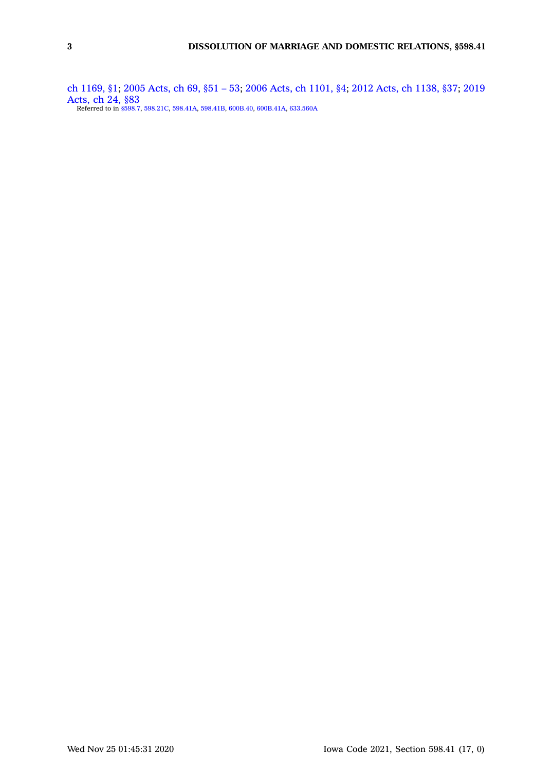ch 1169, §1; 2005 Acts, ch 69, §51 – 53; 2006 Acts, ch 1101, §4; 2012 Acts, ch 1138, §37; 2019 Acts, ch 24, §83

Referred to in §598.7, 598.21C, 598.41A, 598.41B, 600B.40, 600B.41A, 633.560A